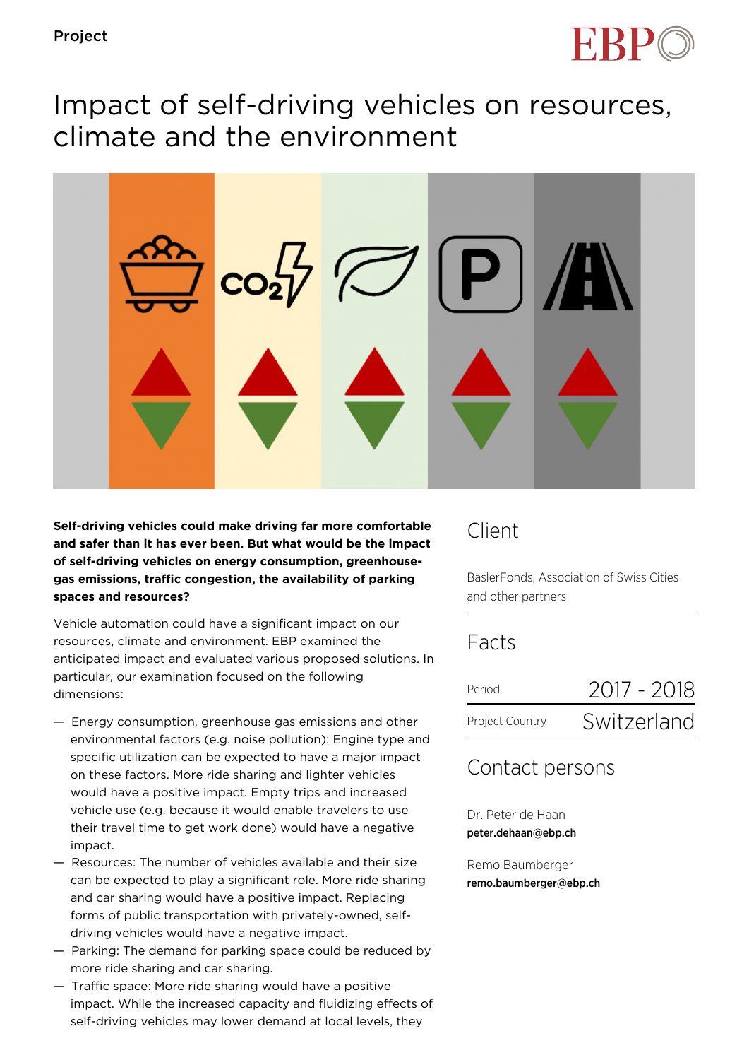Project

# Impact of self-driving vehicles on resources, climate and the environment

**Self-driving vehicles could make driving far more comfortable and safer than it has ever been. But what would be the impact of self-driving vehicles on energy consumption, greenhouse-gas emissions, traffic congestion, the availability of parking spaces and resources?**

Vehicle automation could have a significant impact on our resources, climate and environment. EBP examined the anticipated impact and evaluated various proposed solutions. In particular, our examination focused on the following dimensions:

- Energy consumption, greenhouse gas emissions and other environmental factors (e.g. noise pollution): Engine type and specific utilization can be expected to have a major impact on these factors. More ride sharing and lighter vehicles would have a positive impact. Empty trips and increased vehicle use (e.g. because it would enable travelers to use their travel time to get work done) would have a negative impact.
- Resources: The number of vehicles available and their size can be expected to play a significant role. More ride sharing and car sharing would have a positive impact. Replacing forms of public transportation with privately-owned, self-driving vehicles would have a negative impact.
- Parking: The demand for parking space could be reduced by more ride sharing and car sharing.
- Traffic space: More ride sharing would have a positive impact. While the increased capacity and fluidizing effects of self-driving vehicles may lower demand at local levels, they

## Client

BaslerFonds, Association of Swiss Cities and other partners

## Facts

| Period | 2017 - 2018 |
|---|---|
| Project Country | Switzerland |

## Contact persons

Dr. Peter de Haan
**peter.dehaan@ebp.ch**

Remo Baumberger
**remo.baumberger@ebp.ch**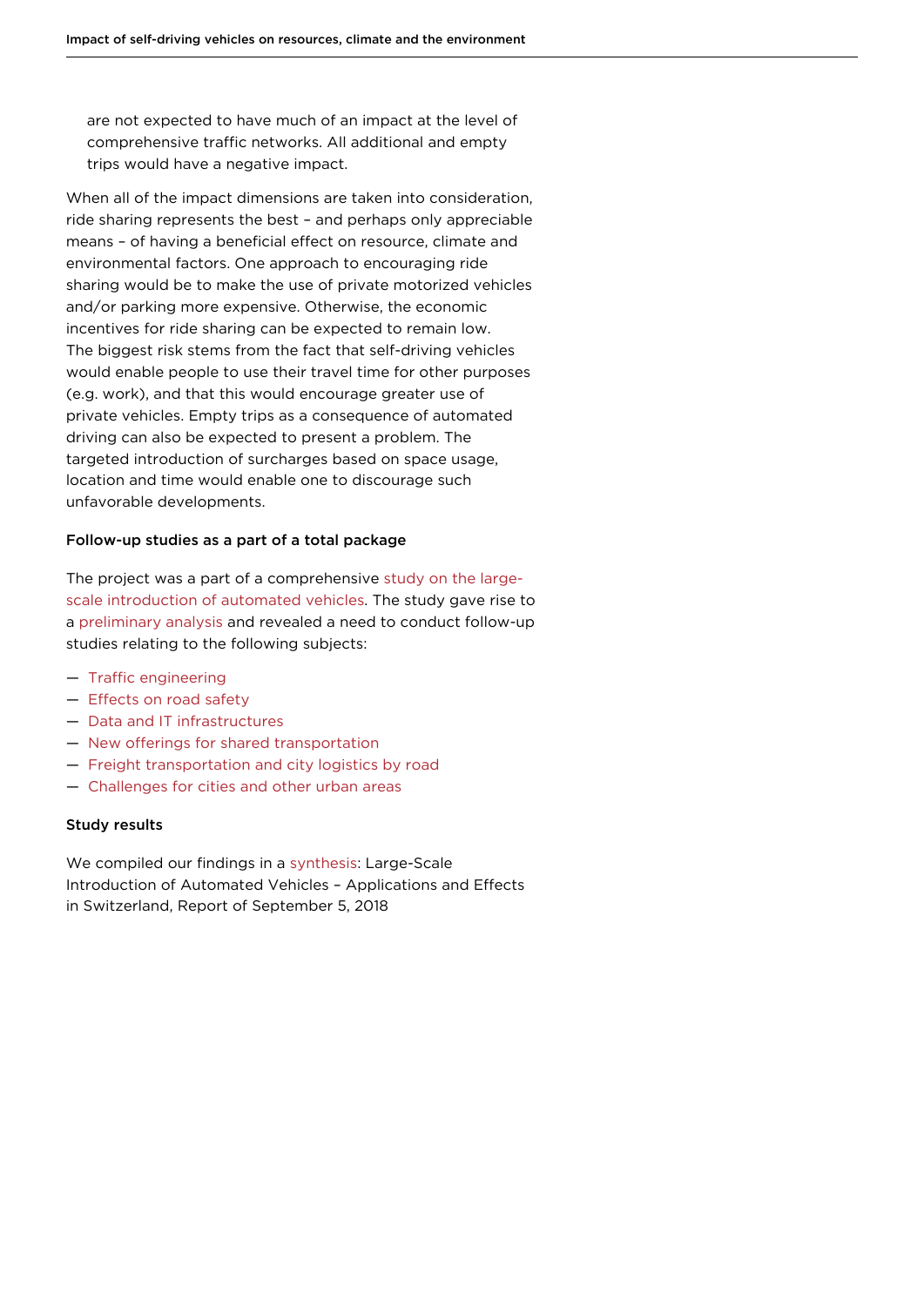are not expected to have much of an impact at the level of comprehensive traffic networks. All additional and empty trips would have a negative impact.

When all of the impact dimensions are taken into consideration, ride sharing represents the best – and perhaps only appreciable means – of having a beneficial effect on resource, climate and environmental factors. One approach to encouraging ride sharing would be to make the use of private motorized vehicles and/or parking more expensive. Otherwise, the economic incentives for ride sharing can be expected to remain low. The biggest risk stems from the fact that self-driving vehicles would enable people to use their travel time for other purposes (e.g. work), and that this would encourage greater use of private vehicles. Empty trips as a consequence of automated driving can also be expected to present a problem. The targeted introduction of surcharges based on space usage, location and time would enable one to discourage such unfavorable developments.

### Follow-up studies as a part of a total package

The project was a part of a comprehensive study on the large-scale introduction of automated vehicles. The study gave rise to a preliminary analysis and revealed a need to conduct follow-up studies relating to the following subjects:

- Traffic engineering
- Effects on road safety
- Data and IT infrastructures
- New offerings for shared transportation
- Freight transportation and city logistics by road
- Challenges for cities and other urban areas

### Study results

We compiled our findings in a synthesis: Large-Scale Introduction of Automated Vehicles – Applications and Effects in Switzerland, Report of September 5, 2018